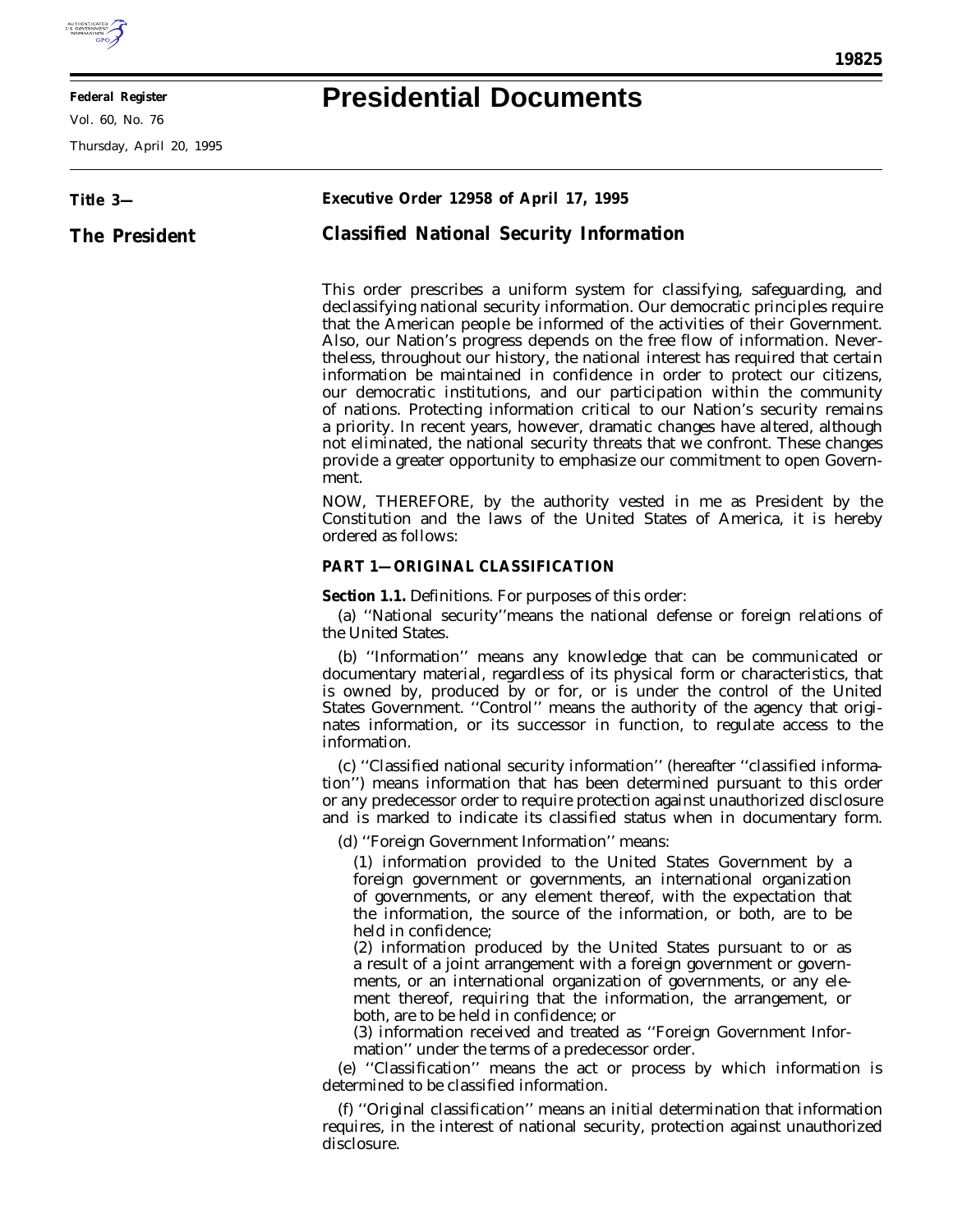# Presidential Documents

Title 3—

The President

**Executive Order 12958 of April 17, 1995**

## Classified National Security Information

This order prescribes a uniform system for classifying, safeguarding, and declassifying national security information. Our democratic principles require that the American people be informed of the activities of their Government. Also, our Nation's progress depends on the free flow of information. Nevertheless, throughout our history, the national interest has required that certain information be maintained in confidence in order to protect our citizens, our democratic institutions, and our participation within the community of nations. Protecting information critical to our Nation's security remains a priority. In recent years, however, dramatic changes have altered, although not eliminated, the national security threats that we confront. These changes provide a greater opportunity to emphasize our commitment to open Government.

NOW, THEREFORE, by the authority vested in me as President by the Constitution and the laws of the United States of America, it is hereby ordered as follows:

### PART 1—ORIGINAL CLASSIFICATION

**Section 1.1.** Definitions. For purposes of this order:

(a) ''National security''means the national defense or foreign relations of the United States.

(b) ''Information'' means any knowledge that can be communicated or documentary material, regardless of its physical form or characteristics, that is owned by, produced by or for, or is under the control of the United States Government. ''Control'' means the authority of the agency that originates information, or its successor in function, to regulate access to the information.

(c) ''Classified national security information'' (hereafter ''classified information'') means information that has been determined pursuant to this order or any predecessor order to require protection against unauthorized disclosure and is marked to indicate its classified status when in documentary form.

(d) ''Foreign Government Information'' means:

(1) information provided to the United States Government by a foreign government or governments, an international organization of governments, or any element thereof, with the expectation that the information, the source of the information, or both, are to be held in confidence;

(2) information produced by the United States pursuant to or as a result of a joint arrangement with a foreign government or governments, or an international organization of governments, or any element thereof, requiring that the information, the arrangement, or both, are to be held in confidence; or

(3) information received and treated as ''Foreign Government Information'' under the terms of a predecessor order.

(e) ''Classification'' means the act or process by which information is determined to be classified information.

(f) ''Original classification'' means an initial determination that information requires, in the interest of national security, protection against unauthorized disclosure.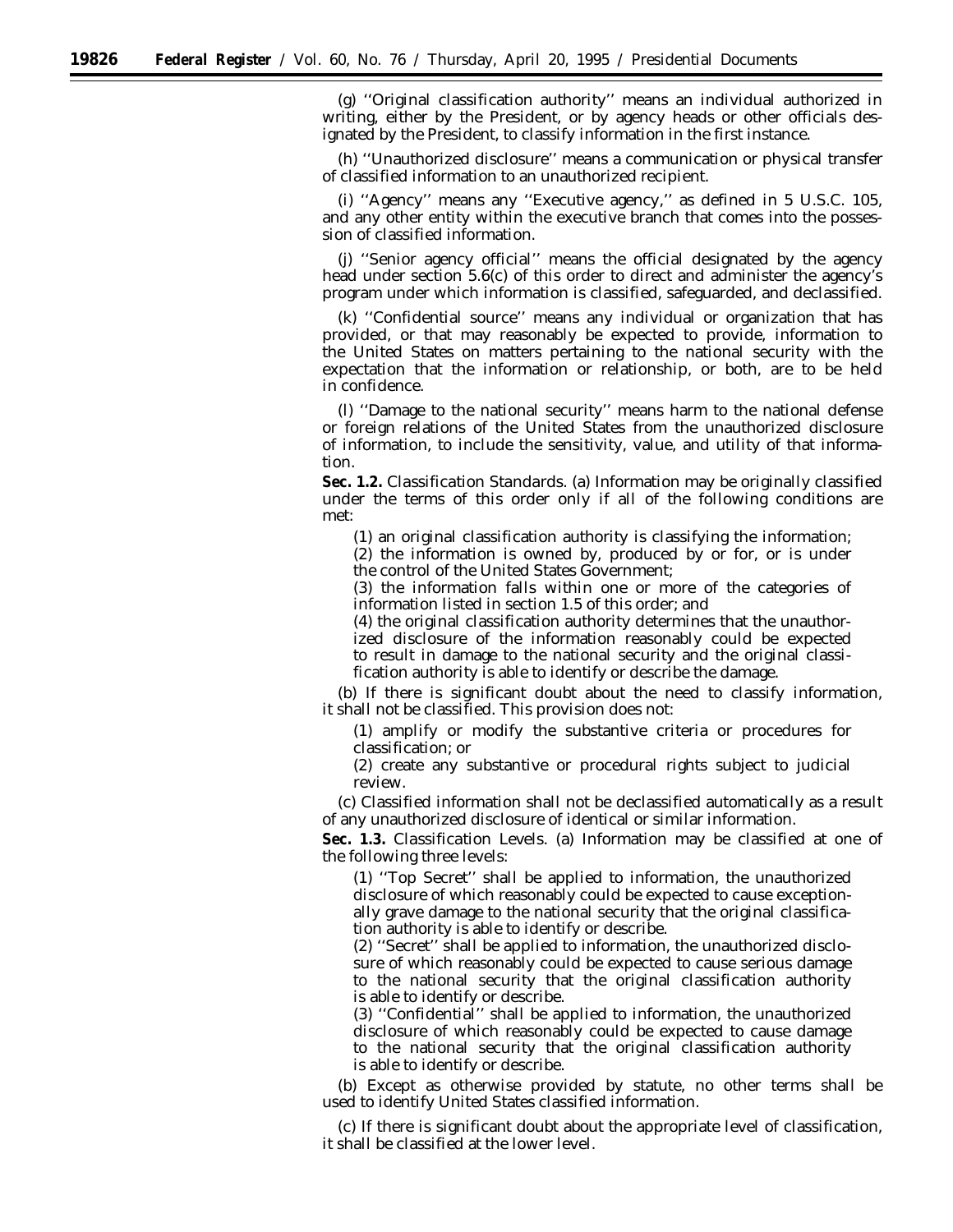(g) "Original classification authority" means an individual authorized in writing, either by the President, or by agency heads or other officials designated by the President, to classify information in the first instance.

(h) "Unauthorized disclosure" means a communication or physical transfer of classified information to an unauthorized recipient.

(i) "Agency" means any "Executive agency," as defined in 5 U.S.C. 105, and any other entity within the executive branch that comes into the possession of classified information.

(j) "Senior agency official" means the official designated by the agency head under section 5.6(c) of this order to direct and administer the agency's program under which information is classified, safeguarded, and declassified.

(k) "Confidential source" means any individual or organization that has provided, or that may reasonably be expected to provide, information to the United States on matters pertaining to the national security with the expectation that the information or relationship, or both, are to be held in confidence.

(l) "Damage to the national security" means harm to the national defense or foreign relations of the United States from the unauthorized disclosure of information, to include the sensitivity, value, and utility of that information.

**Sec. 1.2.** *Classification Standards.* (a) Information may be originally classified under the terms of this order only if all of the following conditions are met:

(1) an original classification authority is classifying the information;

(2) the information is owned by, produced by or for, or is under the control of the United States Government;

(3) the information falls within one or more of the categories of information listed in section 1.5 of this order; and

(4) the original classification authority determines that the unauthorized disclosure of the information reasonably could be expected to result in damage to the national security and the original classification authority is able to identify or describe the damage.

(b) If there is significant doubt about the need to classify information, it shall not be classified. This provision does not:

(1) amplify or modify the substantive criteria or procedures for classification; or

(2) create any substantive or procedural rights subject to judicial review.

(c) Classified information shall not be declassified automatically as a result of any unauthorized disclosure of identical or similar information.

**Sec. 1.3.** *Classification Levels.* (a) Information may be classified at one of the following three levels:

(1) "Top Secret" shall be applied to information, the unauthorized disclosure of which reasonably could be expected to cause exceptionally grave damage to the national security that the original classification authority is able to identify or describe.

(2) "Secret" shall be applied to information, the unauthorized disclosure of which reasonably could be expected to cause serious damage to the national security that the original classification authority is able to identify or describe.

(3) "Confidential" shall be applied to information, the unauthorized disclosure of which reasonably could be expected to cause damage to the national security that the original classification authority is able to identify or describe.

(b) Except as otherwise provided by statute, no other terms shall be used to identify United States classified information.

(c) If there is significant doubt about the appropriate level of classification, it shall be classified at the lower level.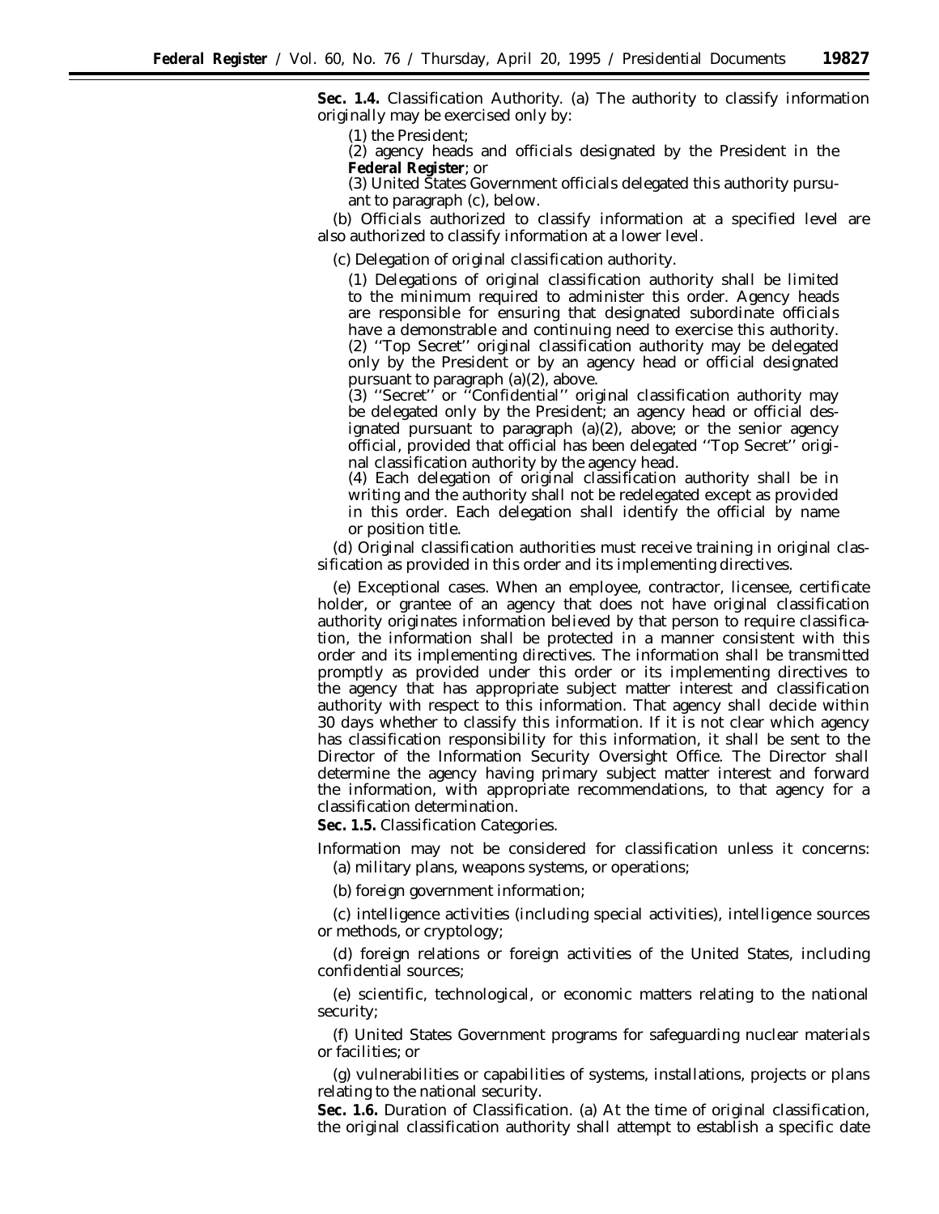**Sec. 1.4.** Classification Authority. (a) The authority to classify information originally may be exercised only by:

(1) the President;

(2) agency heads and officials designated by the President in the **Federal Register**; or

(3) United States Government officials delegated this authority pursuant to paragraph (c), below.

(b) Officials authorized to classify information at a specified level are also authorized to classify information at a lower level.

(c) Delegation of original classification authority.

(1) Delegations of original classification authority shall be limited to the minimum required to administer this order. Agency heads are responsible for ensuring that designated subordinate officials have a demonstrable and continuing need to exercise this authority.

(2) ''Top Secret'' original classification authority may be delegated only by the President or by an agency head or official designated pursuant to paragraph (a)(2), above.

(3) ''Secret'' or ''Confidential'' original classification authority may be delegated only by the President; an agency head or official designated pursuant to paragraph (a)(2), above; or the senior agency official, provided that official has been delegated ''Top Secret'' original classification authority by the agency head.

(4) Each delegation of original classification authority shall be in writing and the authority shall not be redelegated except as provided in this order. Each delegation shall identify the official by name or position title.

(d) Original classification authorities must receive training in original classification as provided in this order and its implementing directives.

(e) Exceptional cases. When an employee, contractor, licensee, certificate holder, or grantee of an agency that does not have original classification authority originates information believed by that person to require classification, the information shall be protected in a manner consistent with this order and its implementing directives. The information shall be transmitted promptly as provided under this order or its implementing directives to the agency that has appropriate subject matter interest and classification authority with respect to this information. That agency shall decide within 30 days whether to classify this information. If it is not clear which agency has classification responsibility for this information, it shall be sent to the Director of the Information Security Oversight Office. The Director shall determine the agency having primary subject matter interest and forward the information, with appropriate recommendations, to that agency for a classification determination.

**Sec. 1.5.** Classification Categories.

Information may not be considered for classification unless it concerns:

(a) military plans, weapons systems, or operations;

(b) foreign government information;

(c) intelligence activities (including special activities), intelligence sources or methods, or cryptology;

(d) foreign relations or foreign activities of the United States, including confidential sources;

(e) scientific, technological, or economic matters relating to the national security;

(f) United States Government programs for safeguarding nuclear materials or facilities; or

(g) vulnerabilities or capabilities of systems, installations, projects or plans relating to the national security.

**Sec. 1.6.** Duration of Classification. (a) At the time of original classification, the original classification authority shall attempt to establish a specific date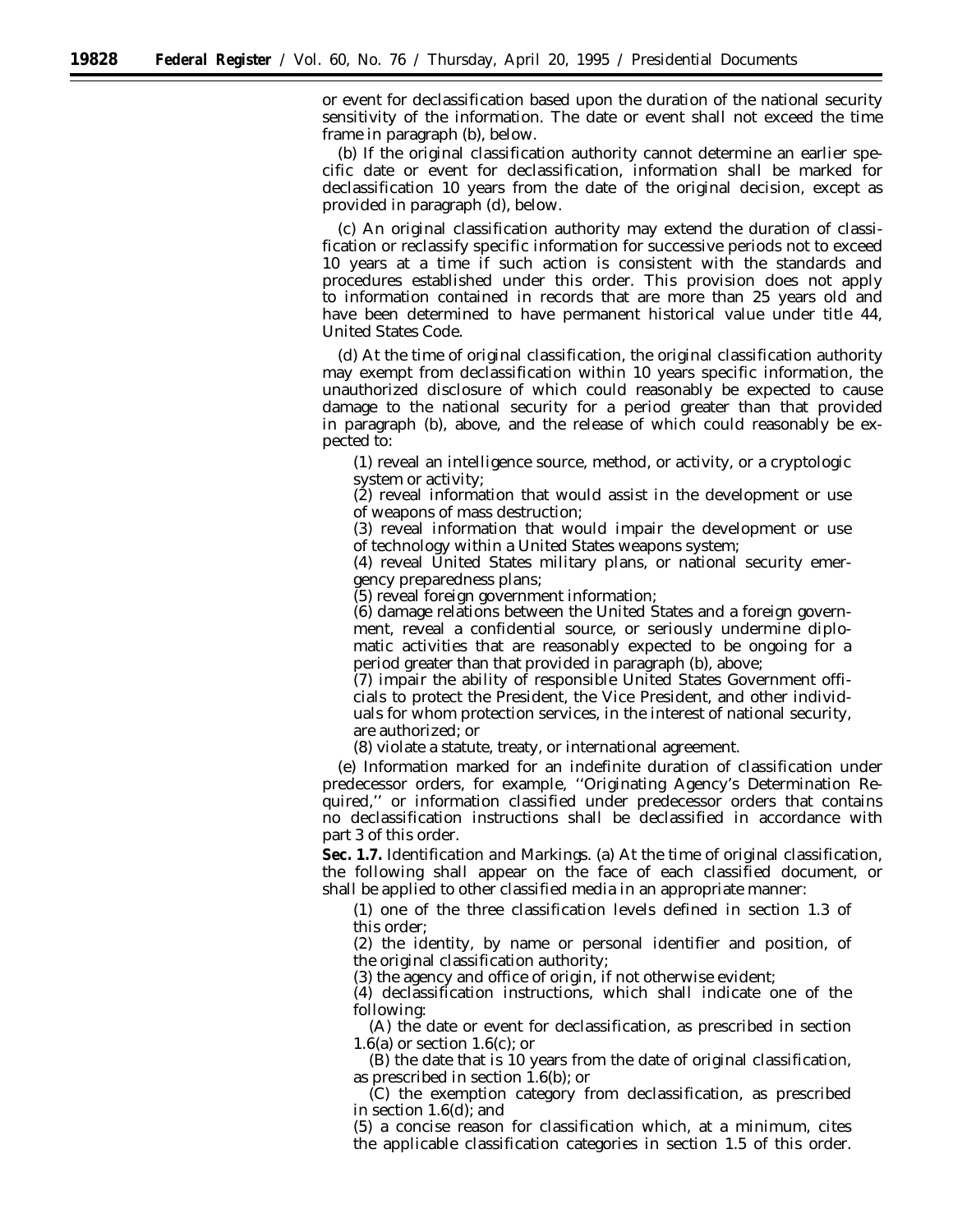or event for declassification based upon the duration of the national security sensitivity of the information. The date or event shall not exceed the time frame in paragraph (b), below.

(b) If the original classification authority cannot determine an earlier specific date or event for declassification, information shall be marked for declassification 10 years from the date of the original decision, except as provided in paragraph (d), below.

(c) An original classification authority may extend the duration of classification or reclassify specific information for successive periods not to exceed 10 years at a time if such action is consistent with the standards and procedures established under this order. This provision does not apply to information contained in records that are more than 25 years old and have been determined to have permanent historical value under title 44, United States Code.

(d) At the time of original classification, the original classification authority may exempt from declassification within 10 years specific information, the unauthorized disclosure of which could reasonably be expected to cause damage to the national security for a period greater than that provided in paragraph (b), above, and the release of which could reasonably be expected to:

(1) reveal an intelligence source, method, or activity, or a cryptologic system or activity;

(2) reveal information that would assist in the development or use of weapons of mass destruction;

(3) reveal information that would impair the development or use of technology within a United States weapons system;

(4) reveal United States military plans, or national security emergency preparedness plans;

(5) reveal foreign government information;

(6) damage relations between the United States and a foreign government, reveal a confidential source, or seriously undermine diplomatic activities that are reasonably expected to be ongoing for a period greater than that provided in paragraph (b), above;

(7) impair the ability of responsible United States Government officials to protect the President, the Vice President, and other individuals for whom protection services, in the interest of national security, are authorized; or

(8) violate a statute, treaty, or international agreement.

(e) Information marked for an indefinite duration of classification under predecessor orders, for example, ''Originating Agency's Determination Required,'' or information classified under predecessor orders that contains no declassification instructions shall be declassified in accordance with part 3 of this order.

**Sec. 1.7.** *Identification and Markings.* (a) At the time of original classification, the following shall appear on the face of each classified document, or shall be applied to other classified media in an appropriate manner:

(1) one of the three classification levels defined in section 1.3 of this order;

(2) the identity, by name or personal identifier and position, of the original classification authority;

(3) the agency and office of origin, if not otherwise evident;

(4) declassification instructions, which shall indicate one of the following:

(A) the date or event for declassification, as prescribed in section 1.6(a) or section 1.6(c); or

(B) the date that is 10 years from the date of original classification, as prescribed in section 1.6(b); or

(C) the exemption category from declassification, as prescribed in section 1.6(d); and

(5) a concise reason for classification which, at a minimum, cites the applicable classification categories in section 1.5 of this order.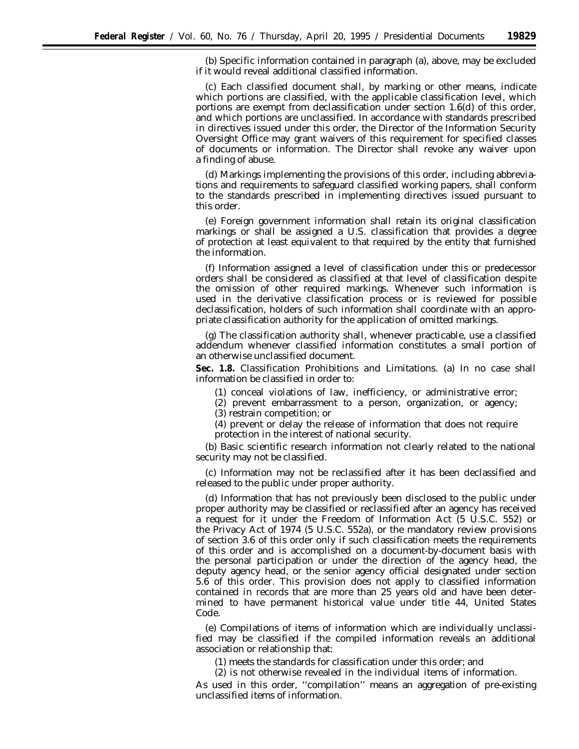(b) Specific information contained in paragraph (a), above, may be excluded if it would reveal additional classified information.

(c) Each classified document shall, by marking or other means, indicate which portions are classified, with the applicable classification level, which portions are exempt from declassification under section 1.6(d) of this order, and which portions are unclassified. In accordance with standards prescribed in directives issued under this order, the Director of the Information Security Oversight Office may grant waivers of this requirement for specified classes of documents or information. The Director shall revoke any waiver upon a finding of abuse.

(d) Markings implementing the provisions of this order, including abbreviations and requirements to safeguard classified working papers, shall conform to the standards prescribed in implementing directives issued pursuant to this order.

(e) Foreign government information shall retain its original classification markings or shall be assigned a U.S. classification that provides a degree of protection at least equivalent to that required by the entity that furnished the information.

(f) Information assigned a level of classification under this or predecessor orders shall be considered as classified at that level of classification despite the omission of other required markings. Whenever such information is used in the derivative classification process or is reviewed for possible declassification, holders of such information shall coordinate with an appropriate classification authority for the application of omitted markings.

(g) The classification authority shall, whenever practicable, use a classified addendum whenever classified information constitutes a small portion of an otherwise unclassified document.

**Sec. 1.8.** *Classification Prohibitions and Limitations.* (a) In no case shall information be classified in order to:

(1) conceal violations of law, inefficiency, or administrative error;

(2) prevent embarrassment to a person, organization, or agency;

(3) restrain competition; or

(4) prevent or delay the release of information that does not require protection in the interest of national security.

(b) Basic scientific research information not clearly related to the national security may not be classified.

(c) Information may not be reclassified after it has been declassified and released to the public under proper authority.

(d) Information that has not previously been disclosed to the public under proper authority may be classified or reclassified after an agency has received a request for it under the Freedom of Information Act (5 U.S.C. 552) or the Privacy Act of 1974 (5 U.S.C. 552a), or the mandatory review provisions of section 3.6 of this order only if such classification meets the requirements of this order and is accomplished on a document-by-document basis with the personal participation or under the direction of the agency head, the deputy agency head, or the senior agency official designated under section 5.6 of this order. This provision does not apply to classified information contained in records that are more than 25 years old and have been determined to have permanent historical value under title 44, United States Code.

(e) Compilations of items of information which are individually unclassified may be classified if the compiled information reveals an additional association or relationship that:

(1) meets the standards for classification under this order; and

(2) is not otherwise revealed in the individual items of information.

As used in this order, ''compilation'' means an aggregation of pre-existing unclassified items of information.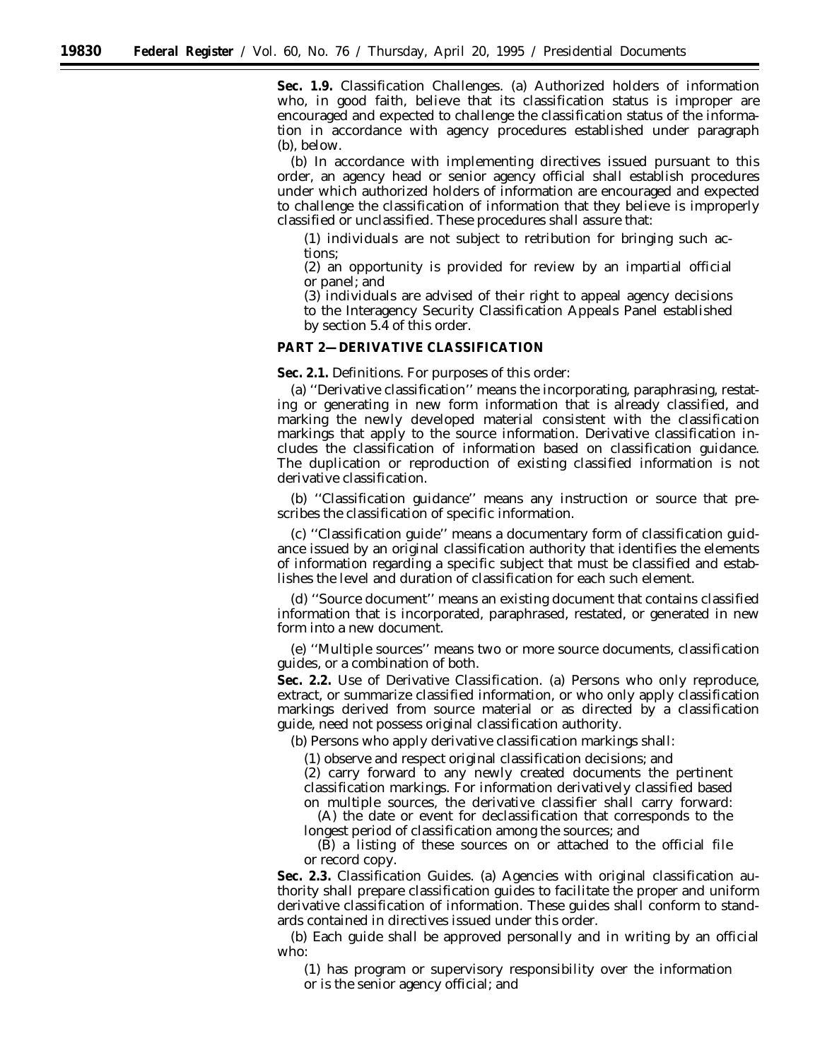**Sec. 1.9.** Classification Challenges. (a) Authorized holders of information who, in good faith, believe that its classification status is improper are encouraged and expected to challenge the classification status of the information in accordance with agency procedures established under paragraph (b), below.

(b) In accordance with implementing directives issued pursuant to this order, an agency head or senior agency official shall establish procedures under which authorized holders of information are encouraged and expected to challenge the classification of information that they believe is improperly classified or unclassified. These procedures shall assure that:

(1) individuals are not subject to retribution for bringing such actions;

(2) an opportunity is provided for review by an impartial official or panel; and

(3) individuals are advised of their right to appeal agency decisions to the Interagency Security Classification Appeals Panel established by section 5.4 of this order.

## PART 2—DERIVATIVE CLASSIFICATION

**Sec. 2.1.** Definitions. For purposes of this order:

(a) ''Derivative classification'' means the incorporating, paraphrasing, restating or generating in new form information that is already classified, and marking the newly developed material consistent with the classification markings that apply to the source information. Derivative classification includes the classification of information based on classification guidance. The duplication or reproduction of existing classified information is not derivative classification.

(b) ''Classification guidance'' means any instruction or source that prescribes the classification of specific information.

(c) ''Classification guide'' means a documentary form of classification guidance issued by an original classification authority that identifies the elements of information regarding a specific subject that must be classified and establishes the level and duration of classification for each such element.

(d) ''Source document'' means an existing document that contains classified information that is incorporated, paraphrased, restated, or generated in new form into a new document.

(e) ''Multiple sources'' means two or more source documents, classification guides, or a combination of both.

**Sec. 2.2.** Use of Derivative Classification. (a) Persons who only reproduce, extract, or summarize classified information, or who only apply classification markings derived from source material or as directed by a classification guide, need not possess original classification authority.

(b) Persons who apply derivative classification markings shall:

(1) observe and respect original classification decisions; and

(2) carry forward to any newly created documents the pertinent classification markings. For information derivatively classified based on multiple sources, the derivative classifier shall carry forward:

(A) the date or event for declassification that corresponds to the longest period of classification among the sources; and

(B) a listing of these sources on or attached to the official file or record copy.

**Sec. 2.3.** Classification Guides. (a) Agencies with original classification authority shall prepare classification guides to facilitate the proper and uniform derivative classification of information. These guides shall conform to standards contained in directives issued under this order.

(b) Each guide shall be approved personally and in writing by an official who:

(1) has program or supervisory responsibility over the information or is the senior agency official; and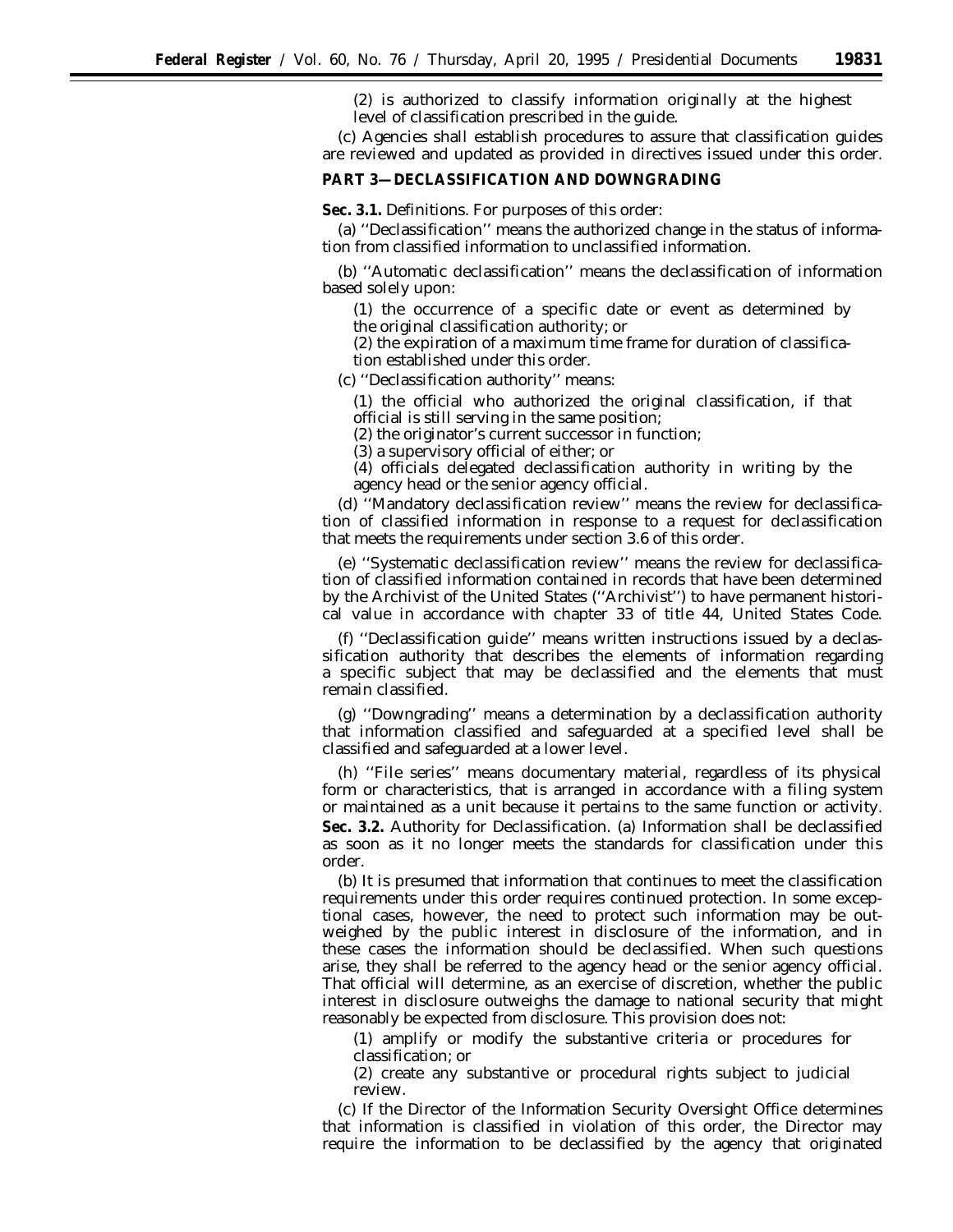(2) is authorized to classify information originally at the highest level of classification prescribed in the guide.

(c) Agencies shall establish procedures to assure that classification guides are reviewed and updated as provided in directives issued under this order.

## PART 3—DECLASSIFICATION AND DOWNGRADING

**Sec. 3.1.** Definitions. For purposes of this order:

(a) ''Declassification'' means the authorized change in the status of information from classified information to unclassified information.

(b) ''Automatic declassification'' means the declassification of information based solely upon:

(1) the occurrence of a specific date or event as determined by the original classification authority; or

(2) the expiration of a maximum time frame for duration of classification established under this order.

(c) ''Declassification authority'' means:

(1) the official who authorized the original classification, if that official is still serving in the same position;

(2) the originator's current successor in function;

(3) a supervisory official of either; or

(4) officials delegated declassification authority in writing by the agency head or the senior agency official.

(d) ''Mandatory declassification review'' means the review for declassification of classified information in response to a request for declassification that meets the requirements under section 3.6 of this order.

(e) ''Systematic declassification review'' means the review for declassification of classified information contained in records that have been determined by the Archivist of the United States (''Archivist'') to have permanent historical value in accordance with chapter 33 of title 44, United States Code.

(f) ''Declassification guide'' means written instructions issued by a declassification authority that describes the elements of information regarding a specific subject that may be declassified and the elements that must remain classified.

(g) ''Downgrading'' means a determination by a declassification authority that information classified and safeguarded at a specified level shall be classified and safeguarded at a lower level.

(h) ''File series'' means documentary material, regardless of its physical form or characteristics, that is arranged in accordance with a filing system or maintained as a unit because it pertains to the same function or activity.

**Sec. 3.2.** Authority for Declassification. (a) Information shall be declassified as soon as it no longer meets the standards for classification under this order.

(b) It is presumed that information that continues to meet the classification requirements under this order requires continued protection. In some exceptional cases, however, the need to protect such information may be outweighed by the public interest in disclosure of the information, and in these cases the information should be declassified. When such questions arise, they shall be referred to the agency head or the senior agency official. That official will determine, as an exercise of discretion, whether the public interest in disclosure outweighs the damage to national security that might reasonably be expected from disclosure. This provision does not:

(1) amplify or modify the substantive criteria or procedures for classification; or

(2) create any substantive or procedural rights subject to judicial review.

(c) If the Director of the Information Security Oversight Office determines that information is classified in violation of this order, the Director may require the information to be declassified by the agency that originated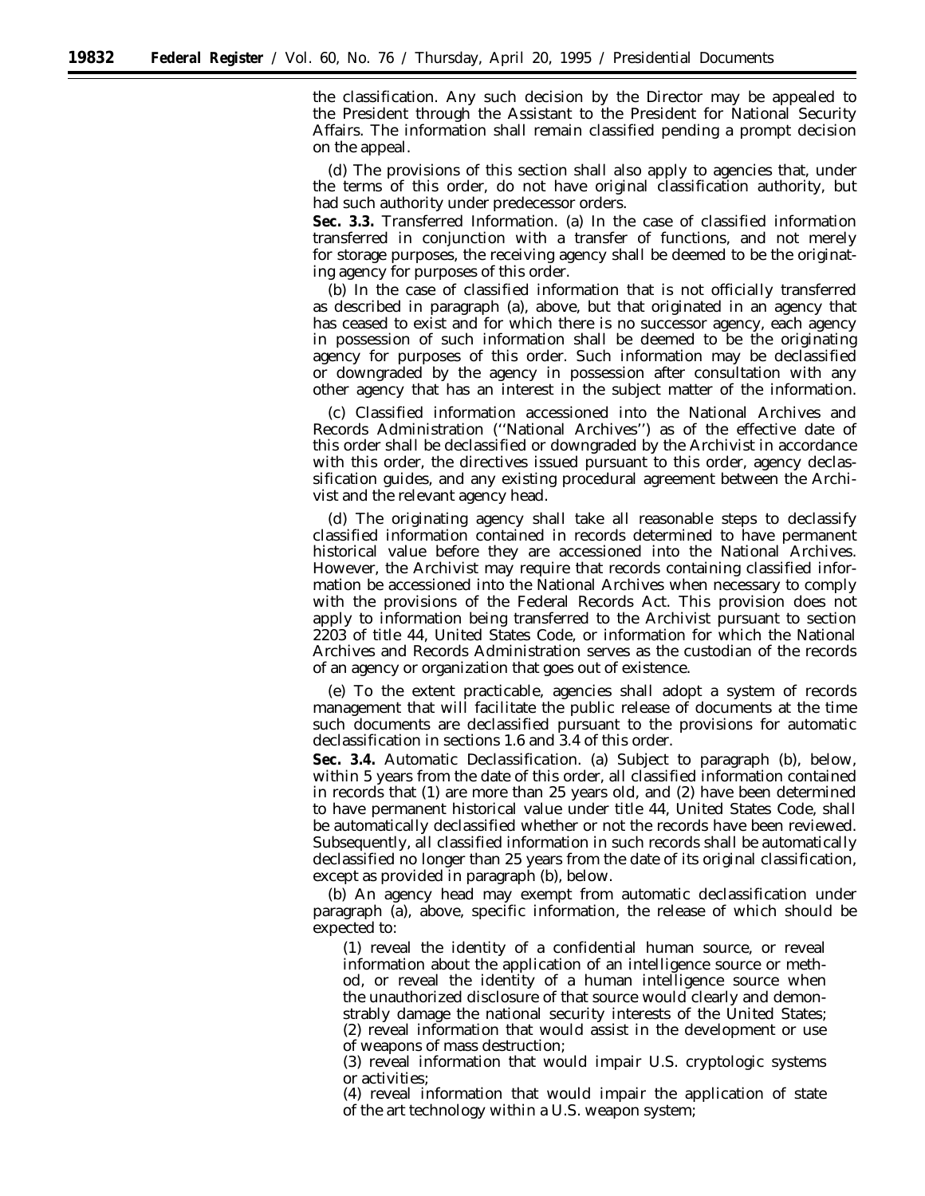the classification. Any such decision by the Director may be appealed to the President through the Assistant to the President for National Security Affairs. The information shall remain classified pending a prompt decision on the appeal.

(d) The provisions of this section shall also apply to agencies that, under the terms of this order, do not have original classification authority, but had such authority under predecessor orders.

**Sec. 3.3.** *Transferred Information.* (a) In the case of classified information transferred in conjunction with a transfer of functions, and not merely for storage purposes, the receiving agency shall be deemed to be the originating agency for purposes of this order.

(b) In the case of classified information that is not officially transferred as described in paragraph (a), above, but that originated in an agency that has ceased to exist and for which there is no successor agency, each agency in possession of such information shall be deemed to be the originating agency for purposes of this order. Such information may be declassified or downgraded by the agency in possession after consultation with any other agency that has an interest in the subject matter of the information.

(c) Classified information accessioned into the National Archives and Records Administration (''National Archives'') as of the effective date of this order shall be declassified or downgraded by the Archivist in accordance with this order, the directives issued pursuant to this order, agency declassification guides, and any existing procedural agreement between the Archivist and the relevant agency head.

(d) The originating agency shall take all reasonable steps to declassify classified information contained in records determined to have permanent historical value before they are accessioned into the National Archives. However, the Archivist may require that records containing classified information be accessioned into the National Archives when necessary to comply with the provisions of the Federal Records Act. This provision does not apply to information being transferred to the Archivist pursuant to section 2203 of title 44, United States Code, or information for which the National Archives and Records Administration serves as the custodian of the records of an agency or organization that goes out of existence.

(e) To the extent practicable, agencies shall adopt a system of records management that will facilitate the public release of documents at the time such documents are declassified pursuant to the provisions for automatic declassification in sections 1.6 and 3.4 of this order.

**Sec. 3.4.** *Automatic Declassification.* (a) Subject to paragraph (b), below, within 5 years from the date of this order, all classified information contained in records that (1) are more than 25 years old, and (2) have been determined to have permanent historical value under title 44, United States Code, shall be automatically declassified whether or not the records have been reviewed. Subsequently, all classified information in such records shall be automatically declassified no longer than 25 years from the date of its original classification, except as provided in paragraph (b), below.

(b) An agency head may exempt from automatic declassification under paragraph (a), above, specific information, the release of which should be expected to:

(1) reveal the identity of a confidential human source, or reveal information about the application of an intelligence source or method, or reveal the identity of a human intelligence source when the unauthorized disclosure of that source would clearly and demonstrably damage the national security interests of the United States;

(2) reveal information that would assist in the development or use of weapons of mass destruction;

(3) reveal information that would impair U.S. cryptologic systems or activities;

(4) reveal information that would impair the application of state of the art technology within a U.S. weapon system;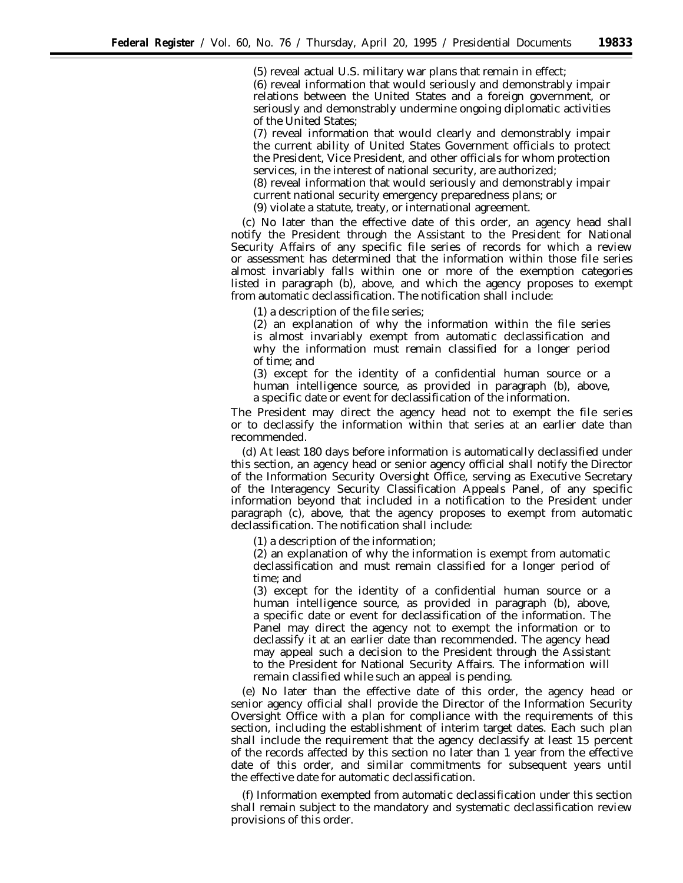(5) reveal actual U.S. military war plans that remain in effect;

(6) reveal information that would seriously and demonstrably impair relations between the United States and a foreign government, or seriously and demonstrably undermine ongoing diplomatic activities of the United States;

(7) reveal information that would clearly and demonstrably impair the current ability of United States Government officials to protect the President, Vice President, and other officials for whom protection services, in the interest of national security, are authorized;

(8) reveal information that would seriously and demonstrably impair current national security emergency preparedness plans; or

(9) violate a statute, treaty, or international agreement.

(c) No later than the effective date of this order, an agency head shall notify the President through the Assistant to the President for National Security Affairs of any specific file series of records for which a review or assessment has determined that the information within those file series almost invariably falls within one or more of the exemption categories listed in paragraph (b), above, and which the agency proposes to exempt from automatic declassification. The notification shall include:

(1) a description of the file series;

(2) an explanation of why the information within the file series is almost invariably exempt from automatic declassification and why the information must remain classified for a longer period of time; and

(3) except for the identity of a confidential human source or a human intelligence source, as provided in paragraph (b), above, a specific date or event for declassification of the information.

The President may direct the agency head not to exempt the file series or to declassify the information within that series at an earlier date than recommended.

(d) At least 180 days before information is automatically declassified under this section, an agency head or senior agency official shall notify the Director of the Information Security Oversight Office, serving as Executive Secretary of the Interagency Security Classification Appeals Panel, of any specific information beyond that included in a notification to the President under paragraph (c), above, that the agency proposes to exempt from automatic declassification. The notification shall include:

(1) a description of the information;

(2) an explanation of why the information is exempt from automatic declassification and must remain classified for a longer period of time; and

(3) except for the identity of a confidential human source or a human intelligence source, as provided in paragraph (b), above, a specific date or event for declassification of the information. The Panel may direct the agency not to exempt the information or to declassify it at an earlier date than recommended. The agency head may appeal such a decision to the President through the Assistant to the President for National Security Affairs. The information will remain classified while such an appeal is pending.

(e) No later than the effective date of this order, the agency head or senior agency official shall provide the Director of the Information Security Oversight Office with a plan for compliance with the requirements of this section, including the establishment of interim target dates. Each such plan shall include the requirement that the agency declassify at least 15 percent of the records affected by this section no later than 1 year from the effective date of this order, and similar commitments for subsequent years until the effective date for automatic declassification.

(f) Information exempted from automatic declassification under this section shall remain subject to the mandatory and systematic declassification review provisions of this order.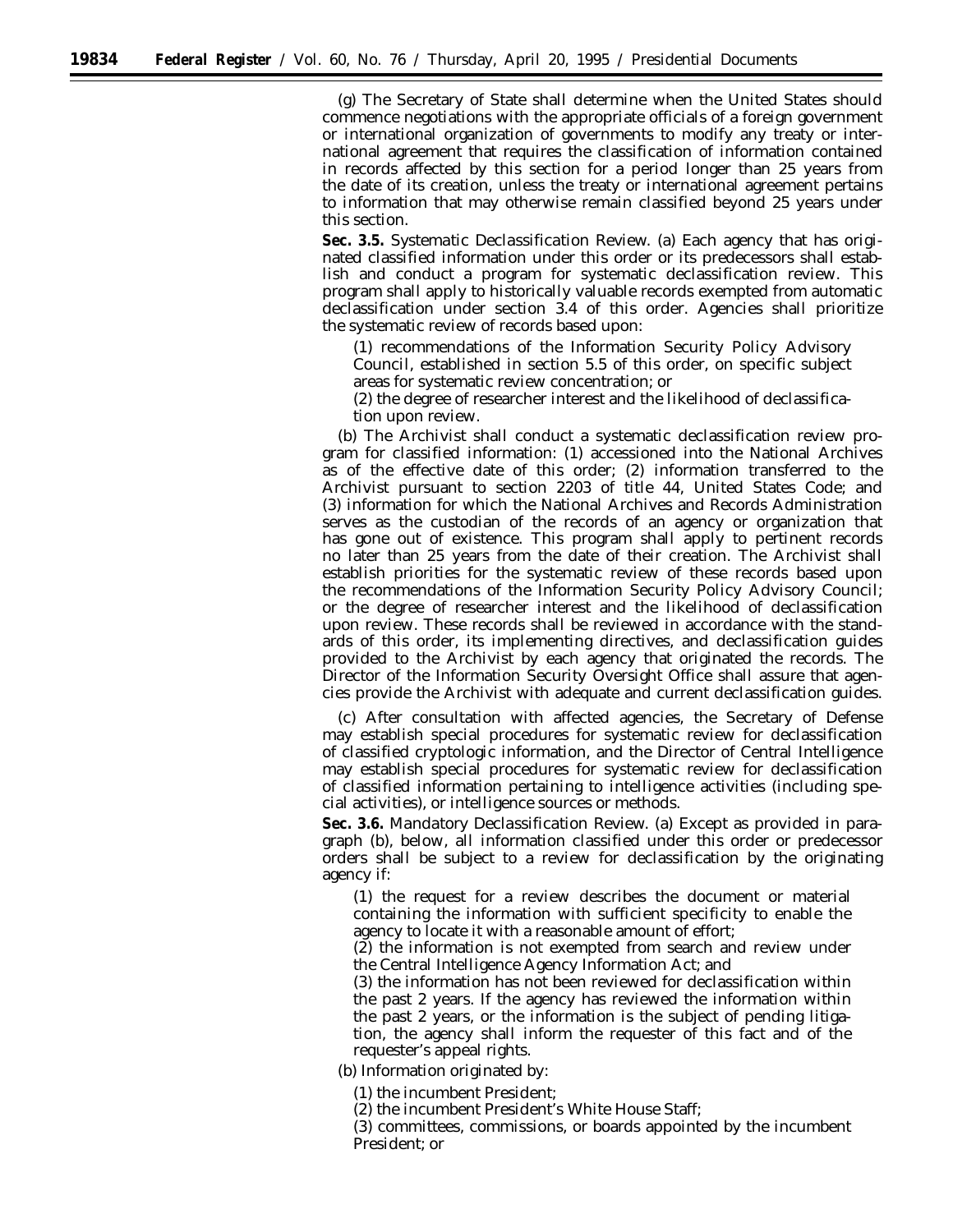(g) The Secretary of State shall determine when the United States should commence negotiations with the appropriate officials of a foreign government or international organization of governments to modify any treaty or international agreement that requires the classification of information contained in records affected by this section for a period longer than 25 years from the date of its creation, unless the treaty or international agreement pertains to information that may otherwise remain classified beyond 25 years under this section.

**Sec. 3.5.** *Systematic Declassification Review.* (a) Each agency that has originated classified information under this order or its predecessors shall establish and conduct a program for systematic declassification review. This program shall apply to historically valuable records exempted from automatic declassification under section 3.4 of this order. Agencies shall prioritize the systematic review of records based upon:

(1) recommendations of the Information Security Policy Advisory Council, established in section 5.5 of this order, on specific subject areas for systematic review concentration; or

(2) the degree of researcher interest and the likelihood of declassification upon review.

(b) The Archivist shall conduct a systematic declassification review program for classified information: (1) accessioned into the National Archives as of the effective date of this order; (2) information transferred to the Archivist pursuant to section 2203 of title 44, United States Code; and (3) information for which the National Archives and Records Administration serves as the custodian of the records of an agency or organization that has gone out of existence. This program shall apply to pertinent records no later than 25 years from the date of their creation. The Archivist shall establish priorities for the systematic review of these records based upon the recommendations of the Information Security Policy Advisory Council; or the degree of researcher interest and the likelihood of declassification upon review. These records shall be reviewed in accordance with the standards of this order, its implementing directives, and declassification guides provided to the Archivist by each agency that originated the records. The Director of the Information Security Oversight Office shall assure that agencies provide the Archivist with adequate and current declassification guides.

(c) After consultation with affected agencies, the Secretary of Defense may establish special procedures for systematic review for declassification of classified cryptologic information, and the Director of Central Intelligence may establish special procedures for systematic review for declassification of classified information pertaining to intelligence activities (including special activities), or intelligence sources or methods.

**Sec. 3.6.** *Mandatory Declassification Review.* (a) Except as provided in paragraph (b), below, all information classified under this order or predecessor orders shall be subject to a review for declassification by the originating agency if:

(1) the request for a review describes the document or material containing the information with sufficient specificity to enable the agency to locate it with a reasonable amount of effort;

(2) the information is not exempted from search and review under the Central Intelligence Agency Information Act; and

(3) the information has not been reviewed for declassification within the past 2 years. If the agency has reviewed the information within the past 2 years, or the information is the subject of pending litigation, the agency shall inform the requester of this fact and of the requester's appeal rights.

(b) Information originated by:

(1) the incumbent President;

(2) the incumbent President's White House Staff;

(3) committees, commissions, or boards appointed by the incumbent President; or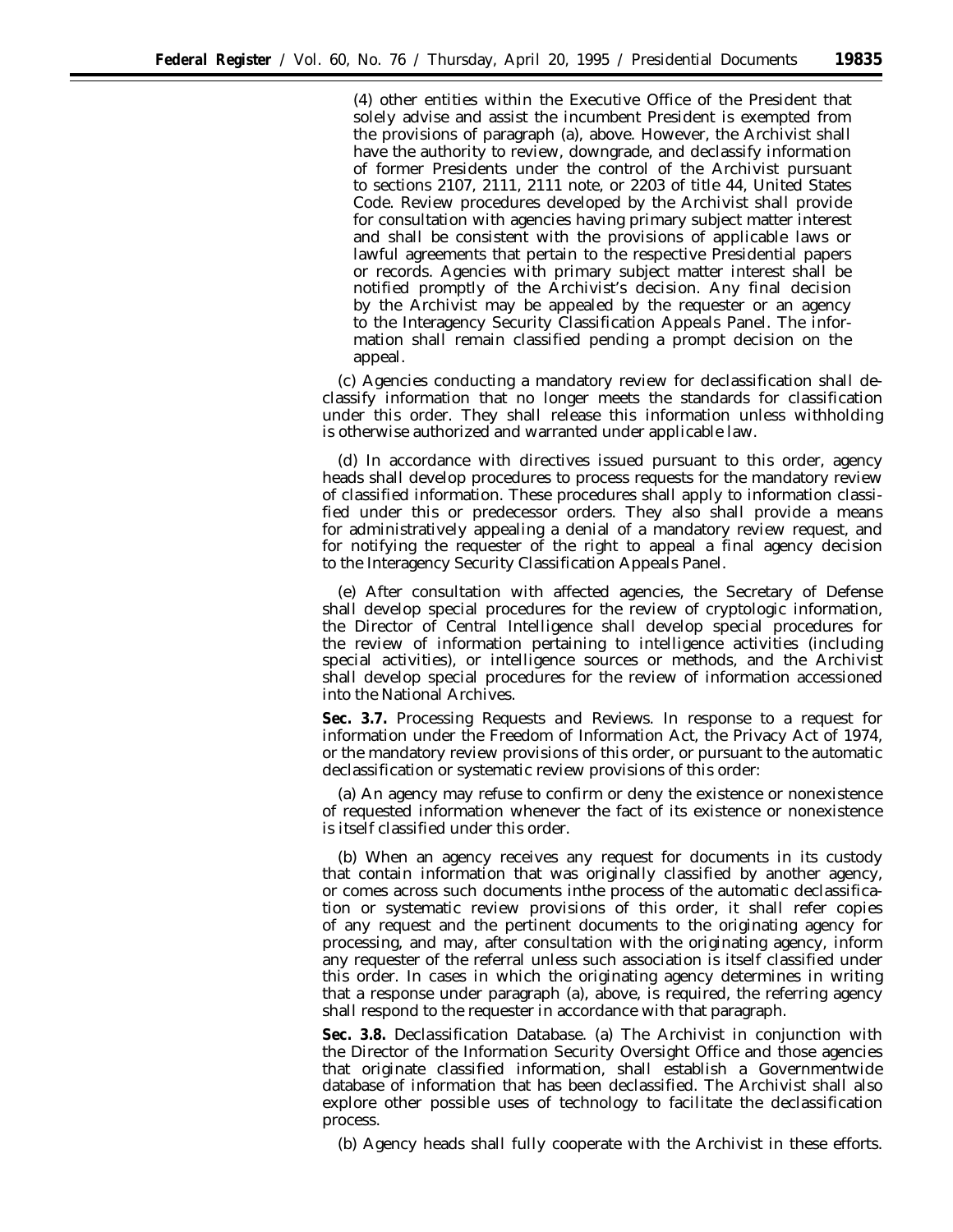(4) other entities within the Executive Office of the President that solely advise and assist the incumbent President is exempted from the provisions of paragraph (a), above. However, the Archivist shall have the authority to review, downgrade, and declassify information of former Presidents under the control of the Archivist pursuant to sections 2107, 2111, 2111 note, or 2203 of title 44, United States Code. Review procedures developed by the Archivist shall provide for consultation with agencies having primary subject matter interest and shall be consistent with the provisions of applicable laws or lawful agreements that pertain to the respective Presidential papers or records. Agencies with primary subject matter interest shall be notified promptly of the Archivist's decision. Any final decision by the Archivist may be appealed by the requester or an agency to the Interagency Security Classification Appeals Panel. The information shall remain classified pending a prompt decision on the appeal.

(c) Agencies conducting a mandatory review for declassification shall declassify information that no longer meets the standards for classification under this order. They shall release this information unless withholding is otherwise authorized and warranted under applicable law.

(d) In accordance with directives issued pursuant to this order, agency heads shall develop procedures to process requests for the mandatory review of classified information. These procedures shall apply to information classified under this or predecessor orders. They also shall provide a means for administratively appealing a denial of a mandatory review request, and for notifying the requester of the right to appeal a final agency decision to the Interagency Security Classification Appeals Panel.

(e) After consultation with affected agencies, the Secretary of Defense shall develop special procedures for the review of cryptologic information, the Director of Central Intelligence shall develop special procedures for the review of information pertaining to intelligence activities (including special activities), or intelligence sources or methods, and the Archivist shall develop special procedures for the review of information accessioned into the National Archives.

**Sec. 3.7.** *Processing Requests and Reviews.* In response to a request for information under the Freedom of Information Act, the Privacy Act of 1974, or the mandatory review provisions of this order, or pursuant to the automatic declassification or systematic review provisions of this order:

(a) An agency may refuse to confirm or deny the existence or nonexistence of requested information whenever the fact of its existence or nonexistence is itself classified under this order.

(b) When an agency receives any request for documents in its custody that contain information that was originally classified by another agency, or comes across such documents inthe process of the automatic declassification or systematic review provisions of this order, it shall refer copies of any request and the pertinent documents to the originating agency for processing, and may, after consultation with the originating agency, inform any requester of the referral unless such association is itself classified under this order. In cases in which the originating agency determines in writing that a response under paragraph (a), above, is required, the referring agency shall respond to the requester in accordance with that paragraph.

**Sec. 3.8.** *Declassification Database.* (a) The Archivist in conjunction with the Director of the Information Security Oversight Office and those agencies that originate classified information, shall establish a Governmentwide database of information that has been declassified. The Archivist shall also explore other possible uses of technology to facilitate the declassification process.

(b) Agency heads shall fully cooperate with the Archivist in these efforts.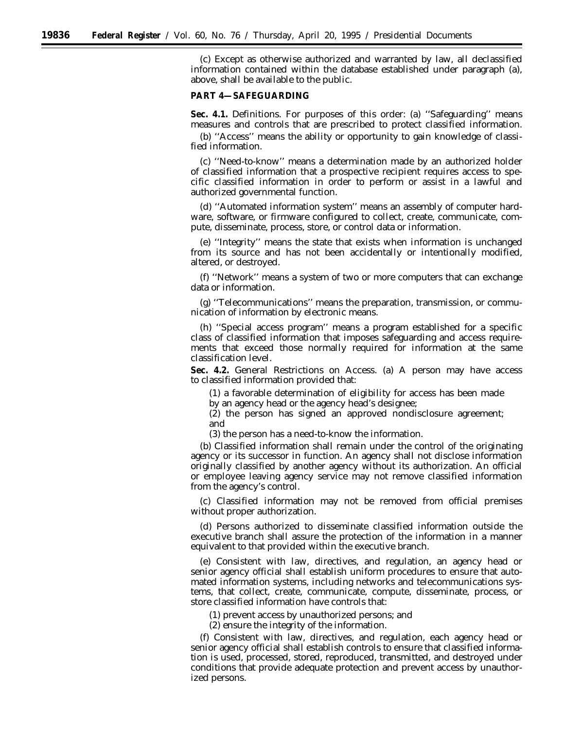(c) Except as otherwise authorized and warranted by law, all declassified information contained within the database established under paragraph (a), above, shall be available to the public.

**PART 4—SAFEGUARDING**

**Sec. 4.1.** Definitions. For purposes of this order: (a) ''Safeguarding'' means measures and controls that are prescribed to protect classified information.

(b) ''Access'' means the ability or opportunity to gain knowledge of classified information.

(c) ''Need-to-know'' means a determination made by an authorized holder of classified information that a prospective recipient requires access to specific classified information in order to perform or assist in a lawful and authorized governmental function.

(d) ''Automated information system'' means an assembly of computer hardware, software, or firmware configured to collect, create, communicate, compute, disseminate, process, store, or control data or information.

(e) ''Integrity'' means the state that exists when information is unchanged from its source and has not been accidentally or intentionally modified, altered, or destroyed.

(f) ''Network'' means a system of two or more computers that can exchange data or information.

(g) ''Telecommunications'' means the preparation, transmission, or communication of information by electronic means.

(h) ''Special access program'' means a program established for a specific class of classified information that imposes safeguarding and access requirements that exceed those normally required for information at the same classification level.

**Sec. 4.2.** General Restrictions on Access. (a) A person may have access to classified information provided that:

(1) a favorable determination of eligibility for access has been made by an agency head or the agency head's designee;

(2) the person has signed an approved nondisclosure agreement; and

(3) the person has a need-to-know the information.

(b) Classified information shall remain under the control of the originating agency or its successor in function. An agency shall not disclose information originally classified by another agency without its authorization. An official or employee leaving agency service may not remove classified information from the agency's control.

(c) Classified information may not be removed from official premises without proper authorization.

(d) Persons authorized to disseminate classified information outside the executive branch shall assure the protection of the information in a manner equivalent to that provided within the executive branch.

(e) Consistent with law, directives, and regulation, an agency head or senior agency official shall establish uniform procedures to ensure that automated information systems, including networks and telecommunications systems, that collect, create, communicate, compute, disseminate, process, or store classified information have controls that:

(1) prevent access by unauthorized persons; and

(2) ensure the integrity of the information.

(f) Consistent with law, directives, and regulation, each agency head or senior agency official shall establish controls to ensure that classified information is used, processed, stored, reproduced, transmitted, and destroyed under conditions that provide adequate protection and prevent access by unauthorized persons.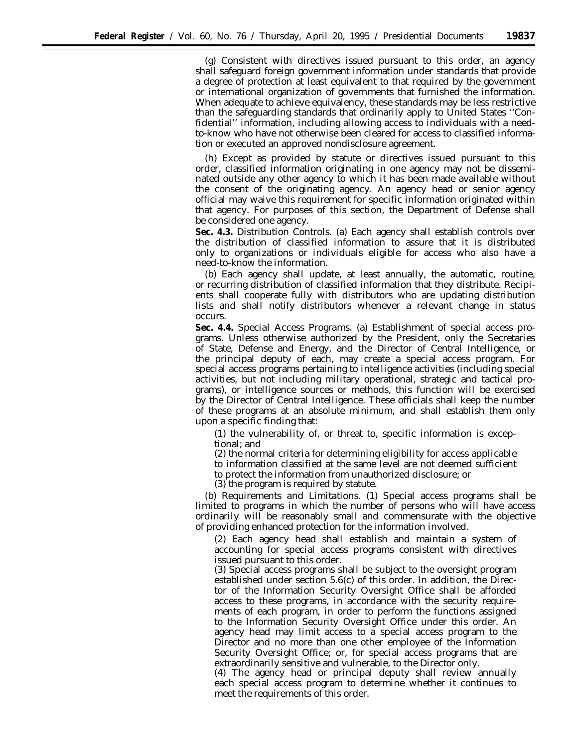(g) Consistent with directives issued pursuant to this order, an agency shall safeguard foreign government information under standards that provide a degree of protection at least equivalent to that required by the government or international organization of governments that furnished the information. When adequate to achieve equivalency, these standards may be less restrictive than the safeguarding standards that ordinarily apply to United States ''Confidential'' information, including allowing access to individuals with a need-to-know who have not otherwise been cleared for access to classified information or executed an approved nondisclosure agreement.

(h) Except as provided by statute or directives issued pursuant to this order, classified information originating in one agency may not be disseminated outside any other agency to which it has been made available without the consent of the originating agency. An agency head or senior agency official may waive this requirement for specific information originated within that agency. For purposes of this section, the Department of Defense shall be considered one agency.

**Sec. 4.3.** *Distribution Controls.* (a) Each agency shall establish controls over the distribution of classified information to assure that it is distributed only to organizations or individuals eligible for access who also have a need-to-know the information.

(b) Each agency shall update, at least annually, the automatic, routine, or recurring distribution of classified information that they distribute. Recipients shall cooperate fully with distributors who are updating distribution lists and shall notify distributors whenever a relevant change in status occurs.

**Sec. 4.4.** *Special Access Programs.* (a) *Establishment of special access programs.* Unless otherwise authorized by the President, only the Secretaries of State, Defense and Energy, and the Director of Central Intelligence, or the principal deputy of each, may create a special access program. For special access programs pertaining to intelligence activities (including special activities, but not including military operational, strategic and tactical programs), or intelligence sources or methods, this function will be exercised by the Director of Central Intelligence. These officials shall keep the number of these programs at an absolute minimum, and shall establish them only upon a specific finding that:

(1) the vulnerability of, or threat to, specific information is exceptional; and

(2) the normal criteria for determining eligibility for access applicable to information classified at the same level are not deemed sufficient to protect the information from unauthorized disclosure; or

(3) the program is required by statute.

(b) *Requirements and Limitations.* (1) Special access programs shall be limited to programs in which the number of persons who will have access ordinarily will be reasonably small and commensurate with the objective of providing enhanced protection for the information involved.

(2) Each agency head shall establish and maintain a system of accounting for special access programs consistent with directives issued pursuant to this order.

(3) Special access programs shall be subject to the oversight program established under section 5.6(c) of this order. In addition, the Director of the Information Security Oversight Office shall be afforded access to these programs, in accordance with the security requirements of each program, in order to perform the functions assigned to the Information Security Oversight Office under this order. An agency head may limit access to a special access program to the Director and no more than one other employee of the Information Security Oversight Office; or, for special access programs that are extraordinarily sensitive and vulnerable, to the Director only.

(4) The agency head or principal deputy shall review annually each special access program to determine whether it continues to meet the requirements of this order.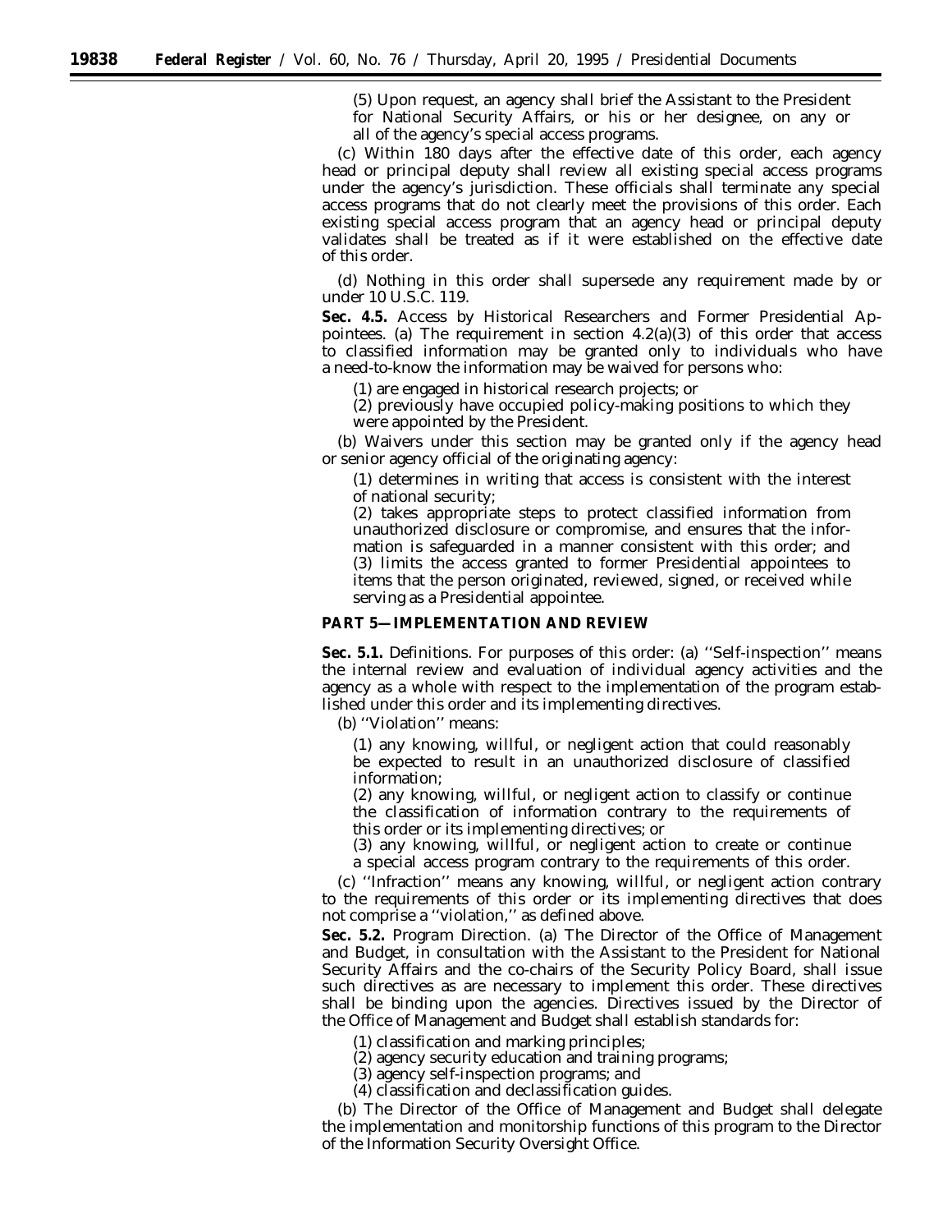(5) Upon request, an agency shall brief the Assistant to the President for National Security Affairs, or his or her designee, on any or all of the agency's special access programs.

(c) Within 180 days after the effective date of this order, each agency head or principal deputy shall review all existing special access programs under the agency's jurisdiction. These officials shall terminate any special access programs that do not clearly meet the provisions of this order. Each existing special access program that an agency head or principal deputy validates shall be treated as if it were established on the effective date of this order.

(d) Nothing in this order shall supersede any requirement made by or under 10 U.S.C. 119.

**Sec. 4.5.** *Access by Historical Researchers and Former Presidential Appointees.* (a) The requirement in section 4.2(a)(3) of this order that access to classified information may be granted only to individuals who have a need-to-know the information may be waived for persons who:

(1) are engaged in historical research projects; or

(2) previously have occupied policy-making positions to which they were appointed by the President.

(b) Waivers under this section may be granted only if the agency head or senior agency official of the originating agency:

(1) determines in writing that access is consistent with the interest of national security;

(2) takes appropriate steps to protect classified information from unauthorized disclosure or compromise, and ensures that the information is safeguarded in a manner consistent with this order; and

(3) limits the access granted to former Presidential appointees to items that the person originated, reviewed, signed, or received while serving as a Presidential appointee.

## PART 5—IMPLEMENTATION AND REVIEW

**Sec. 5.1.** *Definitions.* For purposes of this order: (a) ''Self-inspection'' means the internal review and evaluation of individual agency activities and the agency as a whole with respect to the implementation of the program established under this order and its implementing directives.

(b) ''Violation'' means:

(1) any knowing, willful, or negligent action that could reasonably be expected to result in an unauthorized disclosure of classified information;

(2) any knowing, willful, or negligent action to classify or continue the classification of information contrary to the requirements of this order or its implementing directives; or

(3) any knowing, willful, or negligent action to create or continue a special access program contrary to the requirements of this order.

(c) ''Infraction'' means any knowing, willful, or negligent action contrary to the requirements of this order or its implementing directives that does not comprise a ''violation,'' as defined above.

**Sec. 5.2.** *Program Direction.* (a) The Director of the Office of Management and Budget, in consultation with the Assistant to the President for National Security Affairs and the co-chairs of the Security Policy Board, shall issue such directives as are necessary to implement this order. These directives shall be binding upon the agencies. Directives issued by the Director of the Office of Management and Budget shall establish standards for:

(1) classification and marking principles;

(2) agency security education and training programs;

(3) agency self-inspection programs; and

(4) classification and declassification guides.

(b) The Director of the Office of Management and Budget shall delegate the implementation and monitorship functions of this program to the Director of the Information Security Oversight Office.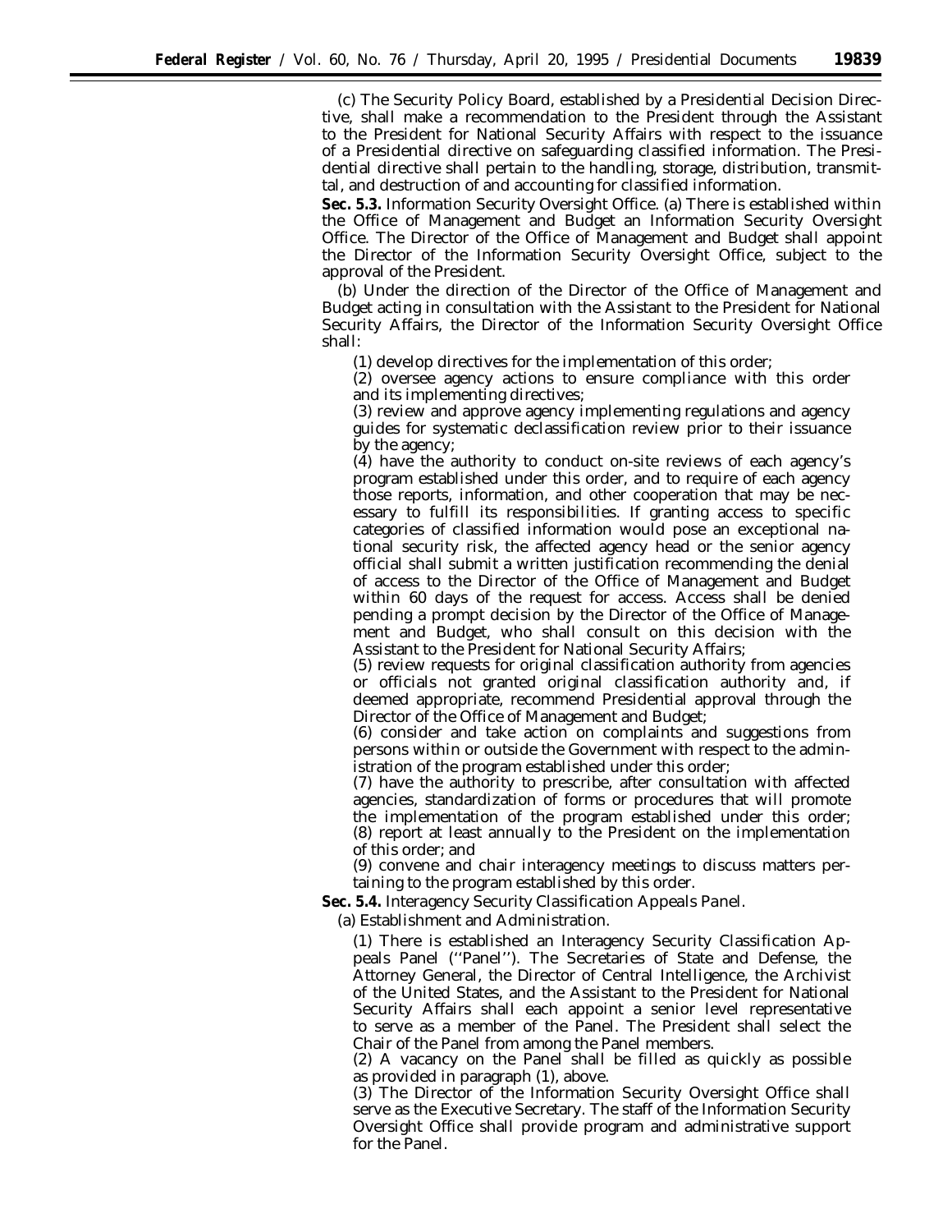(c) The Security Policy Board, established by a Presidential Decision Directive, shall make a recommendation to the President through the Assistant to the President for National Security Affairs with respect to the issuance of a Presidential directive on safeguarding classified information. The Presidential directive shall pertain to the handling, storage, distribution, transmittal, and destruction of and accounting for classified information.

**Sec. 5.3.** *Information Security Oversight Office.* (a) There is established within the Office of Management and Budget an Information Security Oversight Office. The Director of the Office of Management and Budget shall appoint the Director of the Information Security Oversight Office, subject to the approval of the President.

(b) Under the direction of the Director of the Office of Management and Budget acting in consultation with the Assistant to the President for National Security Affairs, the Director of the Information Security Oversight Office shall:

(1) develop directives for the implementation of this order;

(2) oversee agency actions to ensure compliance with this order and its implementing directives;

(3) review and approve agency implementing regulations and agency guides for systematic declassification review prior to their issuance by the agency;

(4) have the authority to conduct on-site reviews of each agency's program established under this order, and to require of each agency those reports, information, and other cooperation that may be necessary to fulfill its responsibilities. If granting access to specific categories of classified information would pose an exceptional national security risk, the affected agency head or the senior agency official shall submit a written justification recommending the denial of access to the Director of the Office of Management and Budget within 60 days of the request for access. Access shall be denied pending a prompt decision by the Director of the Office of Management and Budget, who shall consult on this decision with the Assistant to the President for National Security Affairs;

(5) review requests for original classification authority from agencies or officials not granted original classification authority and, if deemed appropriate, recommend Presidential approval through the Director of the Office of Management and Budget;

(6) consider and take action on complaints and suggestions from persons within or outside the Government with respect to the administration of the program established under this order;

(7) have the authority to prescribe, after consultation with affected agencies, standardization of forms or procedures that will promote the implementation of the program established under this order;

(8) report at least annually to the President on the implementation of this order; and

(9) convene and chair interagency meetings to discuss matters pertaining to the program established by this order.

**Sec. 5.4.** *Interagency Security Classification Appeals Panel.*

(a) *Establishment and Administration.*

(1) There is established an Interagency Security Classification Appeals Panel ("Panel"). The Secretaries of State and Defense, the Attorney General, the Director of Central Intelligence, the Archivist of the United States, and the Assistant to the President for National Security Affairs shall each appoint a senior level representative to serve as a member of the Panel. The President shall select the Chair of the Panel from among the Panel members.

(2) A vacancy on the Panel shall be filled as quickly as possible as provided in paragraph (1), above.

(3) The Director of the Information Security Oversight Office shall serve as the Executive Secretary. The staff of the Information Security Oversight Office shall provide program and administrative support for the Panel.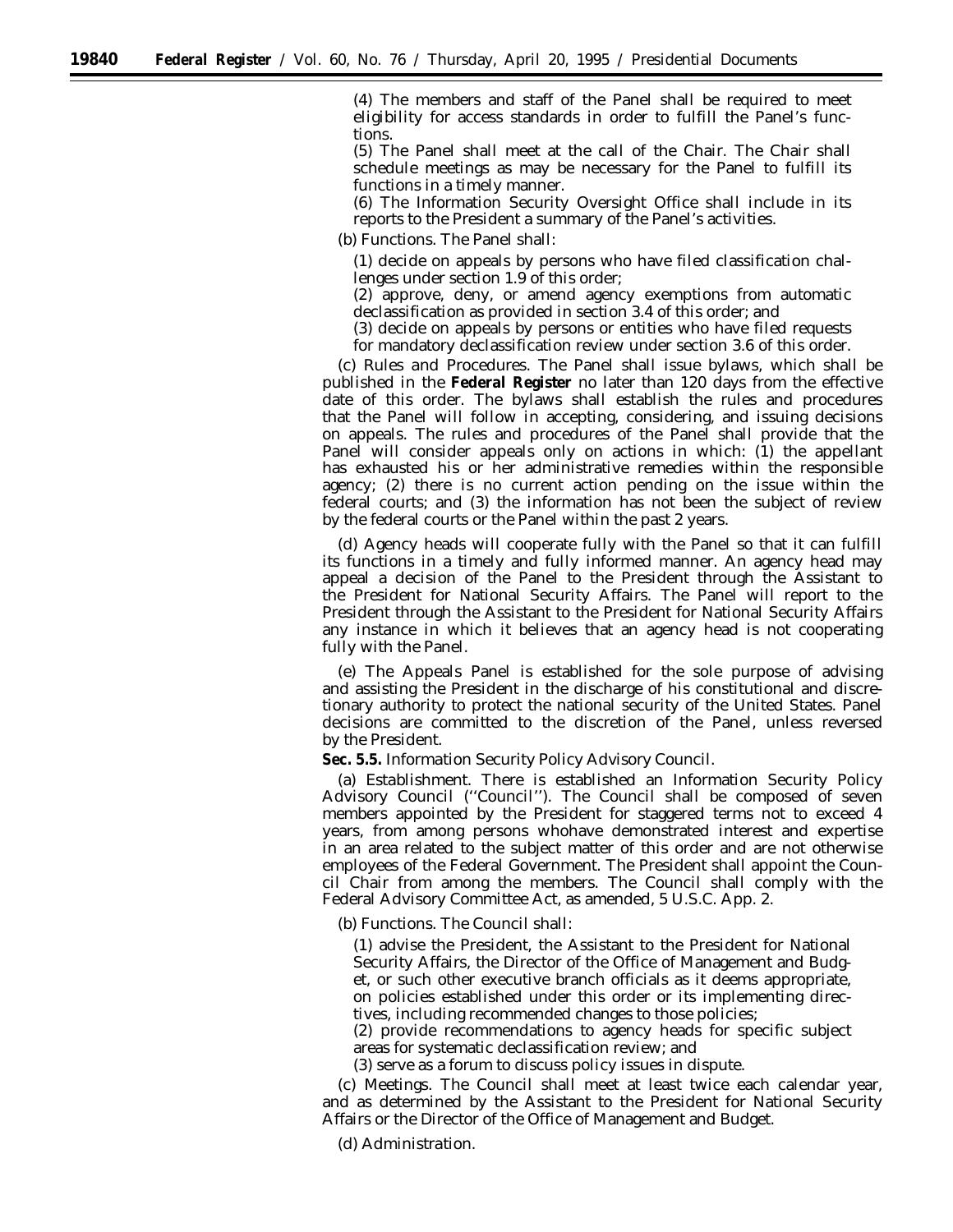(4) The members and staff of the Panel shall be required to meet eligibility for access standards in order to fulfill the Panel's functions.

(5) The Panel shall meet at the call of the Chair. The Chair shall schedule meetings as may be necessary for the Panel to fulfill its functions in a timely manner.

(6) The Information Security Oversight Office shall include in its reports to the President a summary of the Panel's activities.

(b) *Functions.* The Panel shall:

(1) decide on appeals by persons who have filed classification challenges under section 1.9 of this order;

(2) approve, deny, or amend agency exemptions from automatic declassification as provided in section 3.4 of this order; and

(3) decide on appeals by persons or entities who have filed requests for mandatory declassification review under section 3.6 of this order.

(c) *Rules and Procedures.* The Panel shall issue bylaws, which shall be published in the **Federal Register** no later than 120 days from the effective date of this order. The bylaws shall establish the rules and procedures that the Panel will follow in accepting, considering, and issuing decisions on appeals. The rules and procedures of the Panel shall provide that the Panel will consider appeals only on actions in which: (1) the appellant has exhausted his or her administrative remedies within the responsible agency; (2) there is no current action pending on the issue within the federal courts; and (3) the information has not been the subject of review by the federal courts or the Panel within the past 2 years.

(d) Agency heads will cooperate fully with the Panel so that it can fulfill its functions in a timely and fully informed manner. An agency head may appeal a decision of the Panel to the President through the Assistant to the President for National Security Affairs. The Panel will report to the President through the Assistant to the President for National Security Affairs any instance in which it believes that an agency head is not cooperating fully with the Panel.

(e) The Appeals Panel is established for the sole purpose of advising and assisting the President in the discharge of his constitutional and discretionary authority to protect the national security of the United States. Panel decisions are committed to the discretion of the Panel, unless reversed by the President.

**Sec. 5.5.** *Information Security Policy Advisory Council.*

(a) *Establishment.* There is established an Information Security Policy Advisory Council (''Council''). The Council shall be composed of seven members appointed by the President for staggered terms not to exceed 4 years, from among persons whohave demonstrated interest and expertise in an area related to the subject matter of this order and are not otherwise employees of the Federal Government. The President shall appoint the Council Chair from among the members. The Council shall comply with the Federal Advisory Committee Act, as amended, 5 U.S.C. App. 2.

(b) *Functions.* The Council shall:

(1) advise the President, the Assistant to the President for National Security Affairs, the Director of the Office of Management and Budget, or such other executive branch officials as it deems appropriate, on policies established under this order or its implementing directives, including recommended changes to those policies;

(2) provide recommendations to agency heads for specific subject areas for systematic declassification review; and

(3) serve as a forum to discuss policy issues in dispute.

(c) *Meetings.* The Council shall meet at least twice each calendar year, and as determined by the Assistant to the President for National Security Affairs or the Director of the Office of Management and Budget.

(d) *Administration.*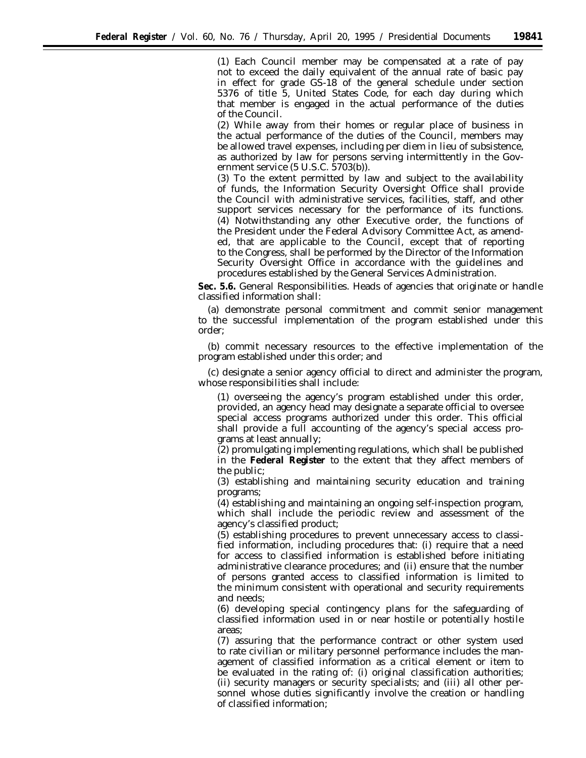(1) Each Council member may be compensated at a rate of pay not to exceed the daily equivalent of the annual rate of basic pay in effect for grade GS-18 of the general schedule under section 5376 of title 5, United States Code, for each day during which that member is engaged in the actual performance of the duties of the Council.

(2) While away from their homes or regular place of business in the actual performance of the duties of the Council, members may be allowed travel expenses, including per diem in lieu of subsistence, as authorized by law for persons serving intermittently in the Government service (5 U.S.C. 5703(b)).

(3) To the extent permitted by law and subject to the availability of funds, the Information Security Oversight Office shall provide the Council with administrative services, facilities, staff, and other support services necessary for the performance of its functions.

(4) Notwithstanding any other Executive order, the functions of the President under the Federal Advisory Committee Act, as amended, that are applicable to the Council, except that of reporting to the Congress, shall be performed by the Director of the Information Security Oversight Office in accordance with the guidelines and procedures established by the General Services Administration.

**Sec. 5.6.** General Responsibilities. Heads of agencies that originate or handle classified information shall:

(a) demonstrate personal commitment and commit senior management to the successful implementation of the program established under this order;

(b) commit necessary resources to the effective implementation of the program established under this order; and

(c) designate a senior agency official to direct and administer the program, whose responsibilities shall include:

(1) overseeing the agency's program established under this order, provided, an agency head may designate a separate official to oversee special access programs authorized under this order. This official shall provide a full accounting of the agency's special access programs at least annually;

(2) promulgating implementing regulations, which shall be published in the **Federal Register** to the extent that they affect members of the public;

(3) establishing and maintaining security education and training programs;

(4) establishing and maintaining an ongoing self-inspection program, which shall include the periodic review and assessment of the agency's classified product;

(5) establishing procedures to prevent unnecessary access to classified information, including procedures that: (i) require that a need for access to classified information is established before initiating administrative clearance procedures; and (ii) ensure that the number of persons granted access to classified information is limited to the minimum consistent with operational and security requirements and needs;

(6) developing special contingency plans for the safeguarding of classified information used in or near hostile or potentially hostile areas;

(7) assuring that the performance contract or other system used to rate civilian or military personnel performance includes the management of classified information as a critical element or item to be evaluated in the rating of: (i) original classification authorities; (ii) security managers or security specialists; and (iii) all other personnel whose duties significantly involve the creation or handling of classified information;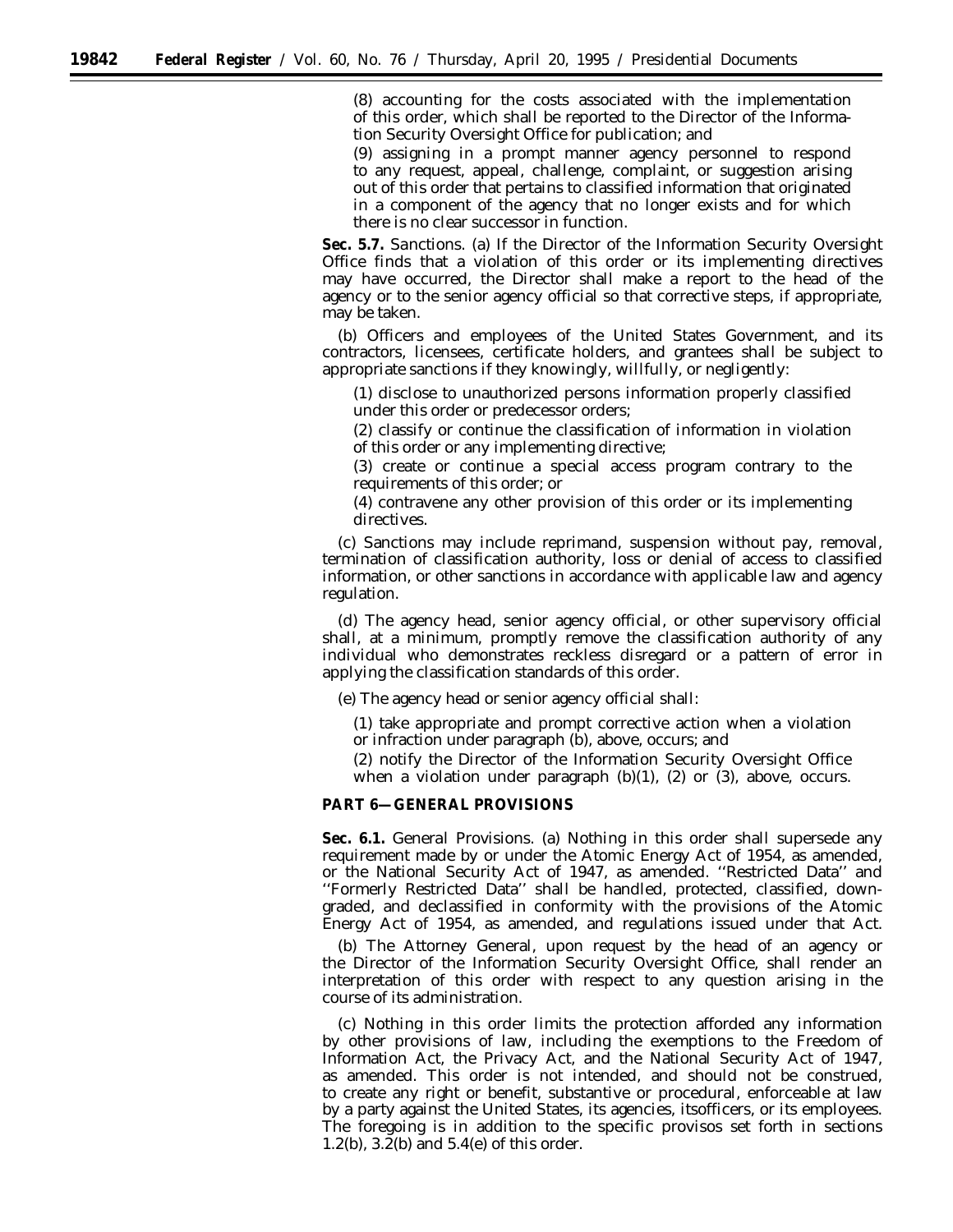(8) accounting for the costs associated with the implementation of this order, which shall be reported to the Director of the Information Security Oversight Office for publication; and

(9) assigning in a prompt manner agency personnel to respond to any request, appeal, challenge, complaint, or suggestion arising out of this order that pertains to classified information that originated in a component of the agency that no longer exists and for which there is no clear successor in function.

**Sec. 5.7.** *Sanctions.* (a) If the Director of the Information Security Oversight Office finds that a violation of this order or its implementing directives may have occurred, the Director shall make a report to the head of the agency or to the senior agency official so that corrective steps, if appropriate, may be taken.

(b) Officers and employees of the United States Government, and its contractors, licensees, certificate holders, and grantees shall be subject to appropriate sanctions if they knowingly, willfully, or negligently:

(1) disclose to unauthorized persons information properly classified under this order or predecessor orders;

(2) classify or continue the classification of information in violation of this order or any implementing directive;

(3) create or continue a special access program contrary to the requirements of this order; or

(4) contravene any other provision of this order or its implementing directives.

(c) Sanctions may include reprimand, suspension without pay, removal, termination of classification authority, loss or denial of access to classified information, or other sanctions in accordance with applicable law and agency regulation.

(d) The agency head, senior agency official, or other supervisory official shall, at a minimum, promptly remove the classification authority of any individual who demonstrates reckless disregard or a pattern of error in applying the classification standards of this order.

(e) The agency head or senior agency official shall:

(1) take appropriate and prompt corrective action when a violation or infraction under paragraph (b), above, occurs; and

(2) notify the Director of the Information Security Oversight Office when a violation under paragraph (b)(1), (2) or (3), above, occurs.

## PART 6—GENERAL PROVISIONS

**Sec. 6.1.** *General Provisions.* (a) Nothing in this order shall supersede any requirement made by or under the Atomic Energy Act of 1954, as amended, or the National Security Act of 1947, as amended. "Restricted Data" and "Formerly Restricted Data" shall be handled, protected, classified, downgraded, and declassified in conformity with the provisions of the Atomic Energy Act of 1954, as amended, and regulations issued under that Act.

(b) The Attorney General, upon request by the head of an agency or the Director of the Information Security Oversight Office, shall render an interpretation of this order with respect to any question arising in the course of its administration.

(c) Nothing in this order limits the protection afforded any information by other provisions of law, including the exemptions to the Freedom of Information Act, the Privacy Act, and the National Security Act of 1947, as amended. This order is not intended, and should not be construed, to create any right or benefit, substantive or procedural, enforceable at law by a party against the United States, its agencies, itsofficers, or its employees. The foregoing is in addition to the specific provisos set forth in sections 1.2(b), 3.2(b) and 5.4(e) of this order.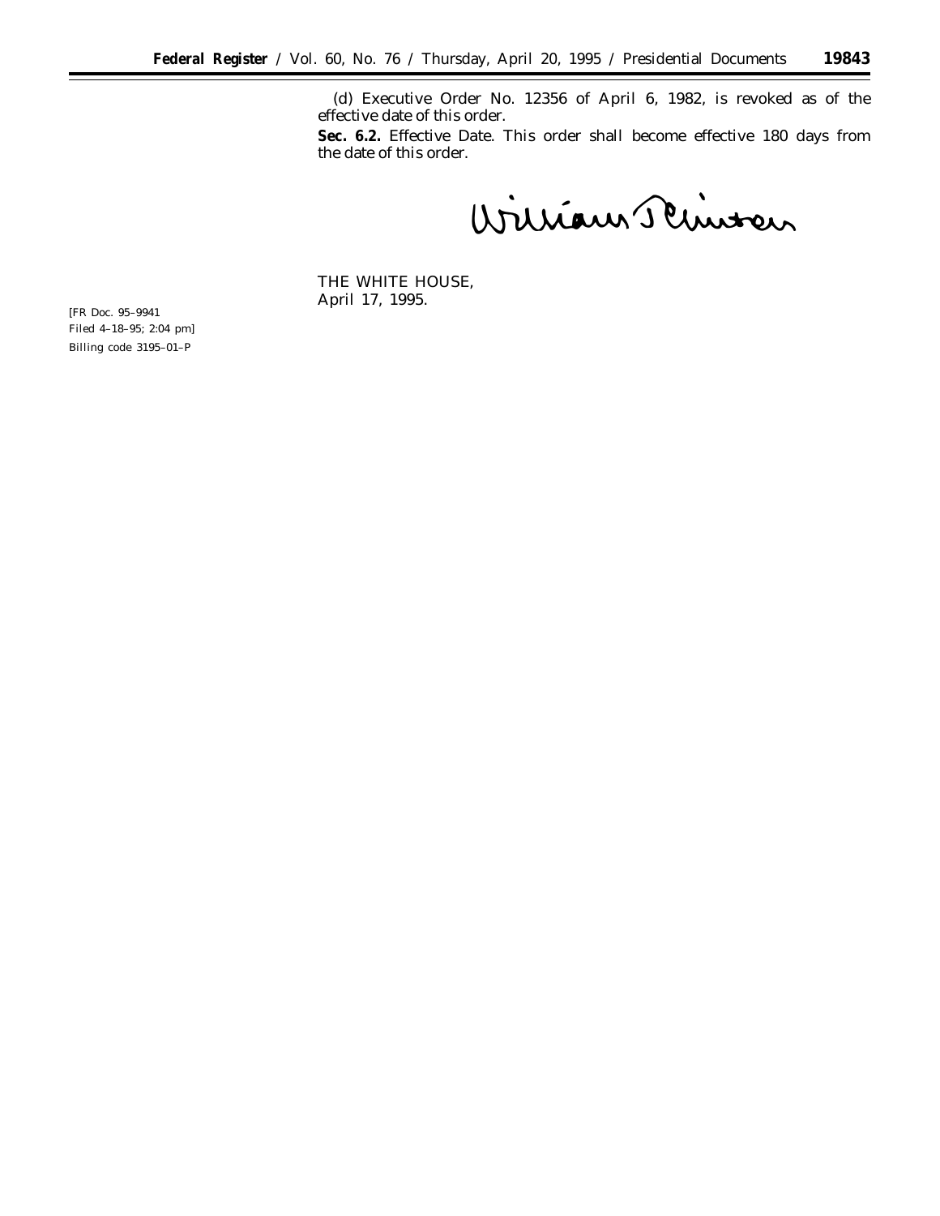(d) Executive Order No. 12356 of April 6, 1982, is revoked as of the effective date of this order.

**Sec. 6.2.** Effective Date. This order shall become effective 180 days from the date of this order.

William J. Clinton

THE WHITE HOUSE,
April 17, 1995.

[FR Doc. 95–9941
Filed 4–18–95; 2:04 pm]
Billing code 3195–01–P